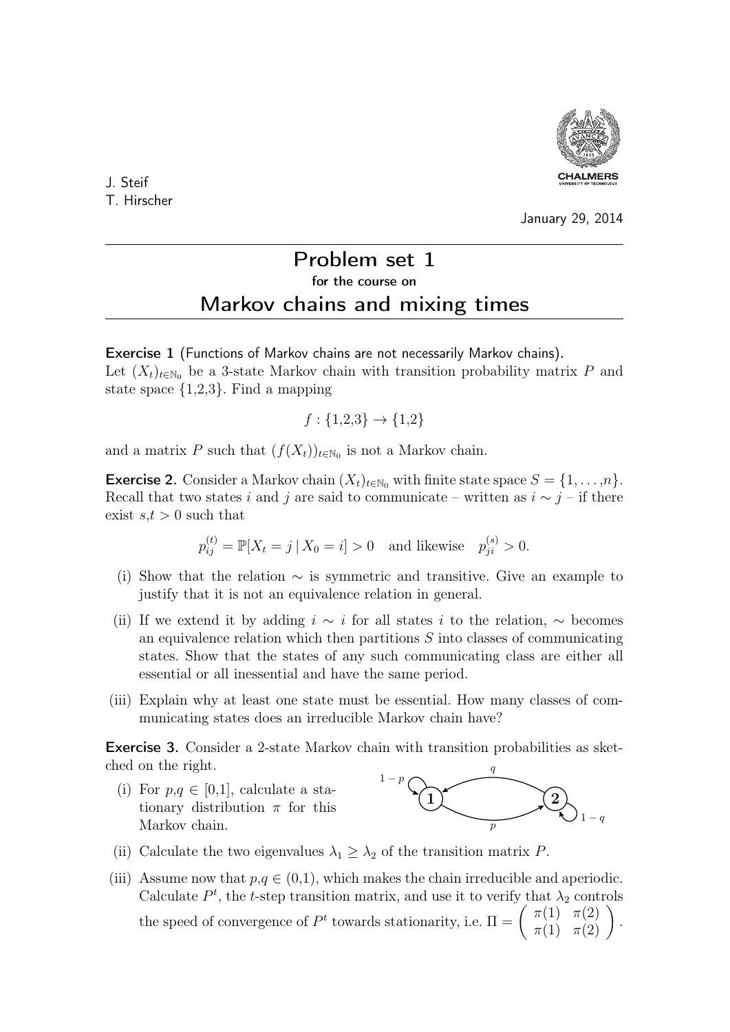J. Steif
T. Hirscher

January 29, 2014

# Problem set 1

for the course on

## Markov chains and mixing times

**Exercise 1** (Functions of Markov chains are not necessarily Markov chains).
Let $(X_t)_{t\in\mathbb{N}_0}$ be a 3-state Markov chain with transition probability matrix $P$ and state space $\{1,2,3\}$. Find a mapping

$$f : \{1,2,3\} \to \{1,2\}$$

and a matrix $P$ such that $(f(X_t))_{t\in\mathbb{N}_0}$ is not a Markov chain.

**Exercise 2.** Consider a Markov chain $(X_t)_{t\in\mathbb{N}_0}$ with finite state space $S = \{1,\ldots,n\}$. Recall that two states $i$ and $j$ are said to communicate – written as $i \sim j$ – if there exist $s,t > 0$ such that

$$p_{ij}^{(t)} = \mathbb{P}[X_t = j \,|\, X_0 = i] > 0 \quad \text{and likewise} \quad p_{ji}^{(s)} > 0.$$

(i) Show that the relation $\sim$ is symmetric and transitive. Give an example to justify that it is not an equivalence relation in general.

(ii) If we extend it by adding $i \sim i$ for all states $i$ to the relation, $\sim$ becomes an equivalence relation which then partitions $S$ into classes of communicating states. Show that the states of any such communicating class are either all essential or all inessential and have the same period.

(iii) Explain why at least one state must be essential. How many classes of communicating states does an irreducible Markov chain have?

**Exercise 3.** Consider a 2-state Markov chain with transition probabilities as sketched on the right.

(i) For $p,q \in [0,1]$, calculate a stationary distribution $\pi$ for this Markov chain.

(ii) Calculate the two eigenvalues $\lambda_1 \geq \lambda_2$ of the transition matrix $P$.

(iii) Assume now that $p,q \in (0,1)$, which makes the chain irreducible and aperiodic. Calculate $P^t$, the $t$-step transition matrix, and use it to verify that $\lambda_2$ controls the speed of convergence of $P^t$ towards stationarity, i.e. $\Pi = \begin{pmatrix} \pi(1) & \pi(2) \\ \pi(1) & \pi(2) \end{pmatrix}$.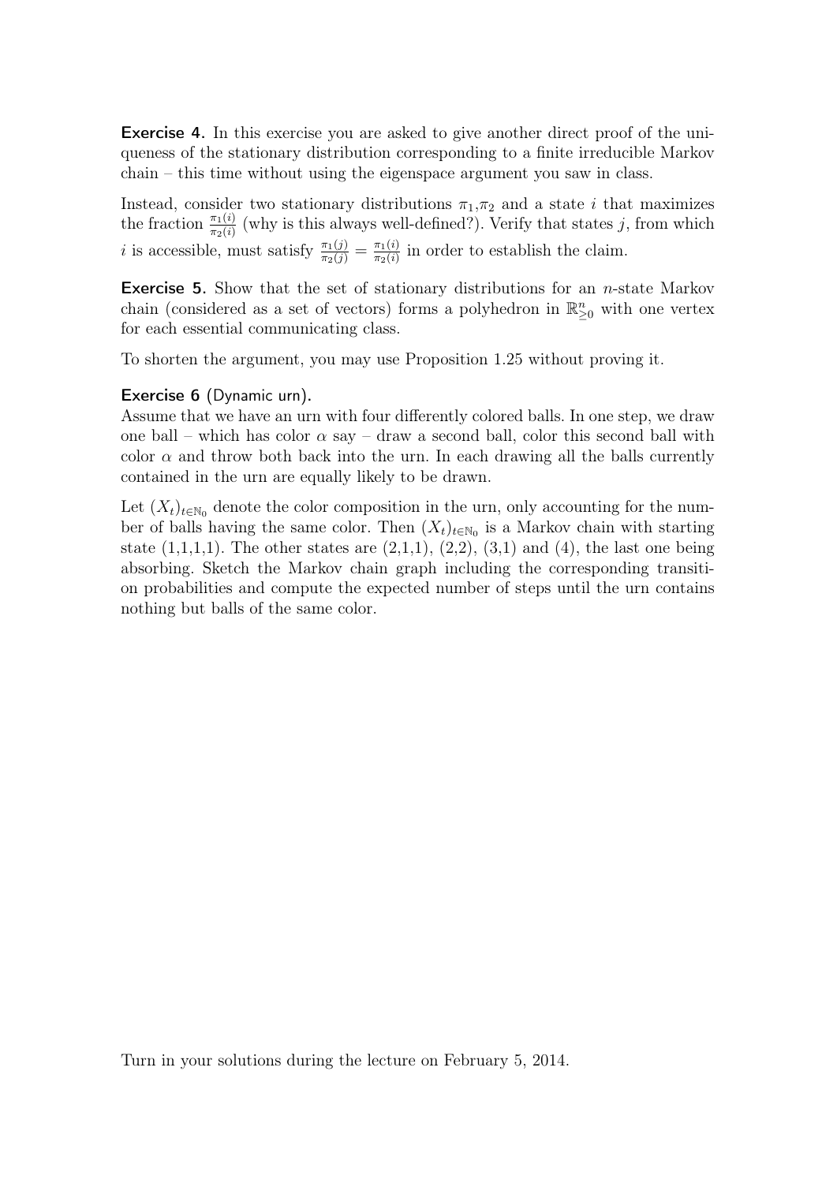**Exercise 4.** In this exercise you are asked to give another direct proof of the uniqueness of the stationary distribution corresponding to a finite irreducible Markov chain – this time without using the eigenspace argument you saw in class.

Instead, consider two stationary distributions $\pi_1$,$\pi_2$ and a state $i$ that maximizes the fraction $\frac{\pi_1(i)}{\pi_2(i)}$ (why is this always well-defined?). Verify that states $j$, from which $i$ is accessible, must satisfy $\frac{\pi_1(j)}{\pi_2(j)} = \frac{\pi_1(i)}{\pi_2(i)}$ in order to establish the claim.

**Exercise 5.** Show that the set of stationary distributions for an $n$-state Markov chain (considered as a set of vectors) forms a polyhedron in $\mathbb{R}^n_{\geq 0}$ with one vertex for each essential communicating class.

To shorten the argument, you may use Proposition 1.25 without proving it.

**Exercise 6** (Dynamic urn).
Assume that we have an urn with four differently colored balls. In one step, we draw one ball – which has color $\alpha$ say – draw a second ball, color this second ball with color $\alpha$ and throw both back into the urn. In each drawing all the balls currently contained in the urn are equally likely to be drawn.

Let $(X_t)_{t\in\mathbb{N}_0}$ denote the color composition in the urn, only accounting for the number of balls having the same color. Then $(X_t)_{t\in\mathbb{N}_0}$ is a Markov chain with starting state (1,1,1,1). The other states are (2,1,1), (2,2), (3,1) and (4), the last one being absorbing. Sketch the Markov chain graph including the corresponding transition probabilities and compute the expected number of steps until the urn contains nothing but balls of the same color.

Turn in your solutions during the lecture on February 5, 2014.